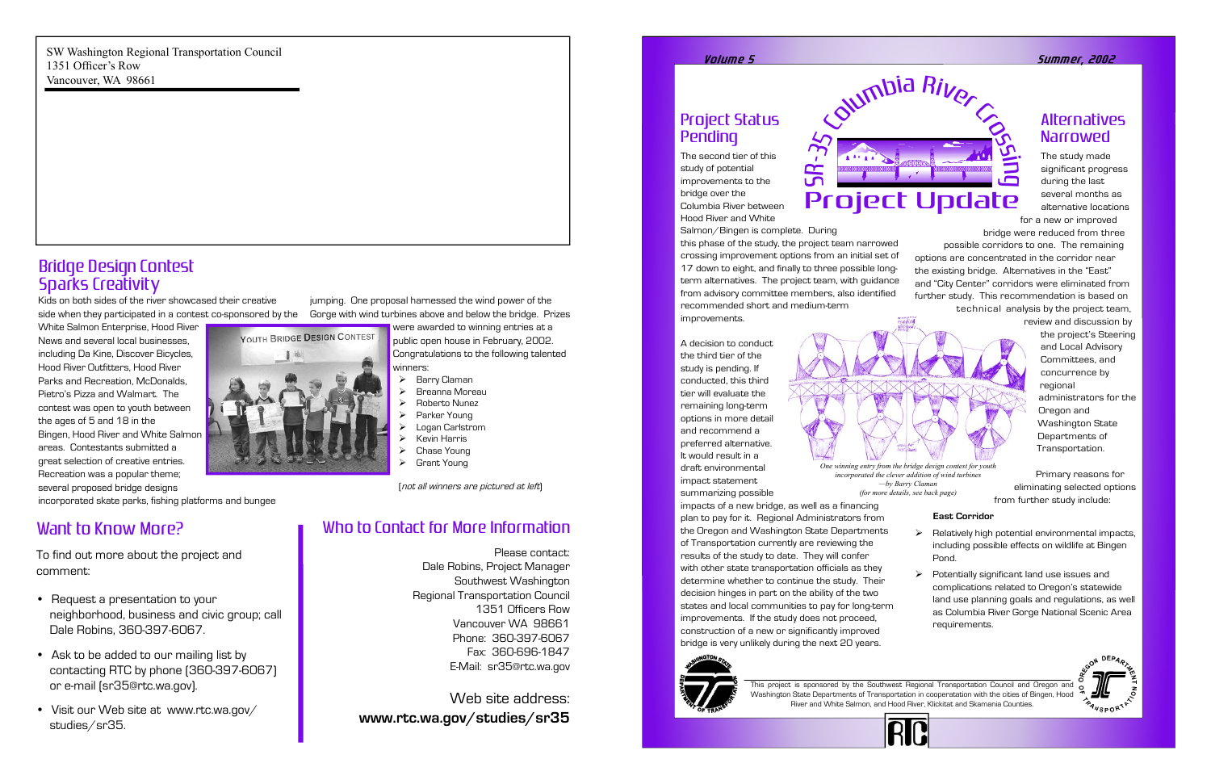SW Washington Regional Transportation Council
1351 Officer's Row
Vancouver, WA 98661

## Bridge Design Contest Sparks Creativity

Kids on both sides of the river showcased their creative side when they participated in a contest co-sponsored by the White Salmon Enterprise, Hood River News and several local businesses, including Da Kine, Discover Bicycles, Hood River Outfitters, Hood River Parks and Recreation, McDonalds, Pietro's Pizza and Walmart. The contest was open to youth between the ages of 5 and 18 in the Bingen, Hood River and White Salmon areas. Contestants submitted a great selection of creative entries. Recreation was a popular theme; several proposed bridge designs incorporated skate parks, fishing platforms and bungee jumping. One proposal harnessed the wind power of the Gorge with wind turbines above and below the bridge. Prizes were awarded to winning entries at a public open house in February, 2002. Congratulations to the following talented winners:

- Barry Claman
- Breanna Moreau
- Roberto Nunez
- Parker Young
- Logan Carlstrom
- Kevin Harris
- Chase Young
- Grant Young

(*not all winners are pictured at left*)

## Want to Know More?

To find out more about the project and comment:

- Request a presentation to your neighborhood, business and civic group; call Dale Robins, 360-397-6067.
- Ask to be added to our mailing list by contacting RTC by phone (360-397-6067) or e-mail (sr35@rtc.wa.gov).
- Visit our Web site at www.rtc.wa.gov/studies/sr35.

## Who to Contact for More Information

Please contact:
Dale Robins, Project Manager
Southwest Washington
Regional Transportation Council
1351 Officers Row
Vancouver WA 98661
Phone: 360-397-6067
Fax: 360-696-1847
E-Mail: sr35@rtc.wa.gov

Web site address:
**www.rtc.wa.gov/studies/sr35**

*Volume 5* *Summer, 2002*

# SR-35 Columbia River Crossing Project Update

## Project Status Pending

The second tier of this study of potential improvements to the bridge over the Columbia River between Hood River and White Salmon/Bingen is complete. During this phase of the study, the project team narrowed crossing improvement options from an initial set of 17 down to eight, and finally to three possible long-term alternatives. The project team, with guidance from advisory committee members, also identified recommended short and medium-term improvements.

A decision to conduct the third tier of the study is pending. If conducted, this third tier will evaluate the remaining long-term options in more detail and recommend a preferred alternative. It would result in a draft environmental impact statement summarizing possible impacts of a new bridge, as well as a financing plan to pay for it. Regional Administrators from the Oregon and Washington State Departments of Transportation currently are reviewing the results of the study to date. They will confer with other state transportation officials as they determine whether to continue the study. Their decision hinges in part on the ability of the two states and local communities to pay for long-term improvements. If the study does not proceed, construction of a new or significantly improved bridge is very unlikely during the next 20 years.

## Alternatives Narrowed

The study made significant progress during the last several months as alternative locations for a new or improved bridge were reduced from three possible corridors to one. The remaining options are concentrated in the corridor near the existing bridge. Alternatives in the "East" and "City Center" corridors were eliminated from further study. This recommendation is based on technical analysis by the project team, review and discussion by the project's Steering and Local Advisory Committees, and concurrence by regional administrators for the Oregon and Washington State Departments of Transportation.

*One winning entry from the bridge design contest for youth incorporated the clever addition of wind turbines*
*—by Barry Claman*
*(for more details, see back page)*

Primary reasons for eliminating selected options from further study include:

**East Corridor**

- Relatively high potential environmental impacts, including possible effects on wildlife at Bingen Pond.
- Potentially significant land use issues and complications related to Oregon's statewide land use planning goals and regulations, as well as Columbia River Gorge National Scenic Area requirements.

This project is sponsored by the Southwest Regional Transportation Council and Oregon and Washington State Departments of Transportation in cooperation with the cities of Bingen, Hood River and White Salmon, and Hood River, Klickitat and Skamania Counties.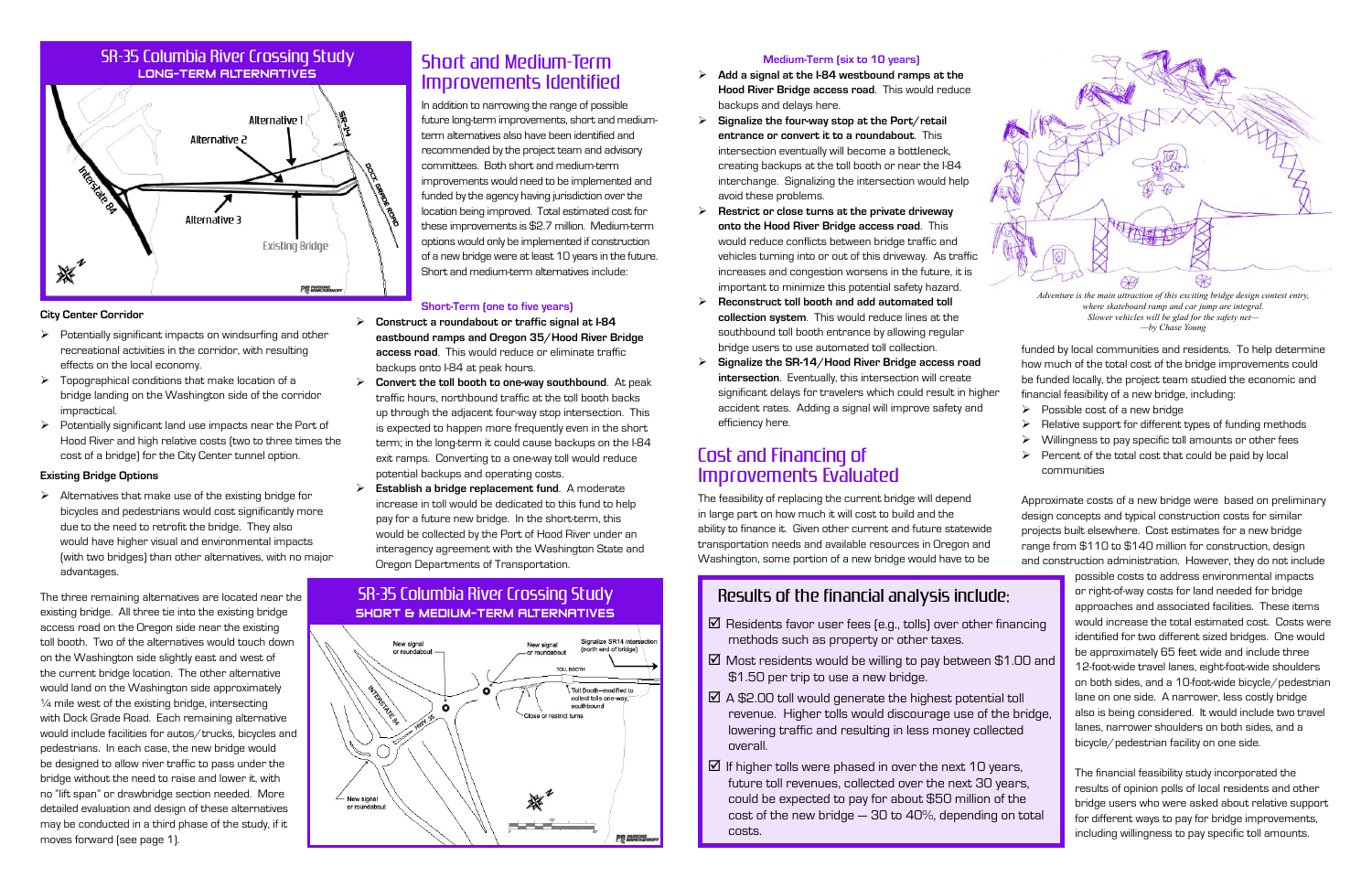## SR-35 Columbia River Crossing Study
### LONG-TERM ALTERNATIVES

Alternative 1
Alternative 2
Alternative 3
Existing Bridge
Interstate 84
SR-14
DOCK GRADE ROAD
N

**City Center Corridor**

- Potentially significant impacts on windsurfing and other recreational activities in the corridor, with resulting effects on the local economy.
- Topographical conditions that make location of a bridge landing on the Washington side of the corridor impractical.
- Potentially significant land use impacts near the Port of Hood River and high relative costs (two to three times the cost of a bridge) for the City Center tunnel option.

**Existing Bridge Options**

- Alternatives that make use of the existing bridge for bicycles and pedestrians would cost significantly more due to the need to retrofit the bridge. They also would have higher visual and environmental impacts (with two bridges) than other alternatives, with no major advantages.

The three remaining alternatives are located near the existing bridge. All three tie into the existing bridge access road on the Oregon side near the existing toll booth. Two of the alternatives would touch down on the Washington side slightly east and west of the current bridge location. The other alternative would land on the Washington side approximately ¼ mile west of the existing bridge, intersecting with Dock Grade Road. Each remaining alternative would include facilities for autos/trucks, bicycles and pedestrians. In each case, the new bridge would be designed to allow river traffic to pass under the bridge without the need to raise and lower it, with no "lift span" or drawbridge section needed. More detailed evaluation and design of these alternatives may be conducted in a third phase of the study, if it moves forward (see page 1).

## Short and Medium-Term Improvements Identified

In addition to narrowing the range of possible future long-term improvements, short and medium-term alternatives also have been identified and recommended by the project team and advisory committees. Both short and medium-term improvements would need to be implemented and funded by the agency having jurisdiction over the location being improved. Total estimated cost for these improvements is $2.7 million. Medium-term options would only be implemented if construction of a new bridge were at least 10 years in the future. Short and medium-term alternatives include:

### Short-Term (one to five years)

- **Construct a roundabout or traffic signal at I-84 eastbound ramps and Oregon 35/Hood River Bridge access road**. This would reduce or eliminate traffic backups onto I-84 at peak hours.
- **Convert the toll booth to one-way southbound**. At peak traffic hours, northbound traffic at the toll booth backs up through the adjacent four-way stop intersection. This is expected to happen more frequently even in the short term; in the long-term it could cause backups on the I-84 exit ramps. Converting to a one-way toll would reduce potential backups and operating costs.
- **Establish a bridge replacement fund**. A moderate increase in toll would be dedicated to this fund to help pay for a future new bridge. In the short-term, this would be collected by the Port of Hood River under an interagency agreement with the Washington State and Oregon Departments of Transportation.

## SR-35 Columbia River Crossing Study
### SHORT & MEDIUM-TERM ALTERNATIVES

New signal or roundabout
New signal or roundabout
Signalize SR14 intersection (north end of bridge)
TOLL BOOTH
Toll Booth—modified to collect tolls one-way, southbound
Close or restrict turns
INTERSTATE 84
HWY 35
New signal or roundabout
N

### Medium-Term (six to 10 years)

- **Add a signal at the I-84 westbound ramps at the Hood River Bridge access road**. This would reduce backups and delays here.
- **Signalize the four-way stop at the Port/retail entrance or convert it to a roundabout**. This intersection eventually will become a bottleneck, creating backups at the toll booth or near the I-84 interchange. Signalizing the intersection would help avoid these problems.
- **Restrict or close turns at the private driveway onto the Hood River Bridge access road**. This would reduce conflicts between bridge traffic and vehicles turning into or out of this driveway. As traffic increases and congestion worsens in the future, it is important to minimize this potential safety hazard.
- **Reconstruct toll booth and add automated toll collection system**. This would reduce lines at the southbound toll booth entrance by allowing regular bridge users to use automated toll collection.
- **Signalize the SR-14/Hood River Bridge access road intersection**. Eventually, this intersection will create significant delays for travelers which could result in higher accident rates. Adding a signal will improve safety and efficiency here.

## Cost and Financing of Improvements Evaluated

The feasibility of replacing the current bridge will depend in large part on how much it will cost to build and the ability to finance it. Given other current and future statewide transportation needs and available resources in Oregon and Washington, some portion of a new bridge would have to be funded by local communities and residents. To help determine how much of the total cost of the bridge improvements could be funded locally, the project team studied the economic and financial feasibility of a new bridge, including:

- Possible cost of a new bridge
- Relative support for different types of funding methods
- Willingness to pay specific toll amounts or other fees
- Percent of the total cost that could be paid by local communities

*Adventure is the main attraction of this exciting bridge design contest entry, where skateboard ramp and car jump are integral. Slower vehicles will be glad for the safety net— —by Chase Young*

### Results of the financial analysis include:

- ☑ Residents favor user fees (e.g., tolls) over other financing methods such as property or other taxes.
- ☑ Most residents would be willing to pay between $1.00 and $1.50 per trip to use a new bridge.
- ☑ A $2.00 toll would generate the highest potential toll revenue. Higher tolls would discourage use of the bridge, lowering traffic and resulting in less money collected overall.
- ☑ If higher tolls were phased in over the next 10 years, future toll revenues, collected over the next 30 years, could be expected to pay for about $50 million of the cost of the new bridge — 30 to 40%, depending on total costs.

Approximate costs of a new bridge were based on preliminary design concepts and typical construction costs for similar projects built elsewhere. Cost estimates for a new bridge range from $110 to $140 million for construction, design and construction administration. However, they do not include possible costs to address environmental impacts or right-of-way costs for land needed for bridge approaches and associated facilities. These items would increase the total estimated cost. Costs were identified for two different sized bridges. One would be approximately 65 feet wide and include three 12-foot-wide travel lanes, eight-foot-wide shoulders on both sides, and a 10-foot-wide bicycle/pedestrian lane on one side. A narrower, less costly bridge also is being considered. It would include two travel lanes, narrower shoulders on both sides, and a bicycle/pedestrian facility on one side.

The financial feasibility study incorporated the results of opinion polls of local residents and other bridge users who were asked about relative support for different ways to pay for bridge improvements, including willingness to pay specific toll amounts.